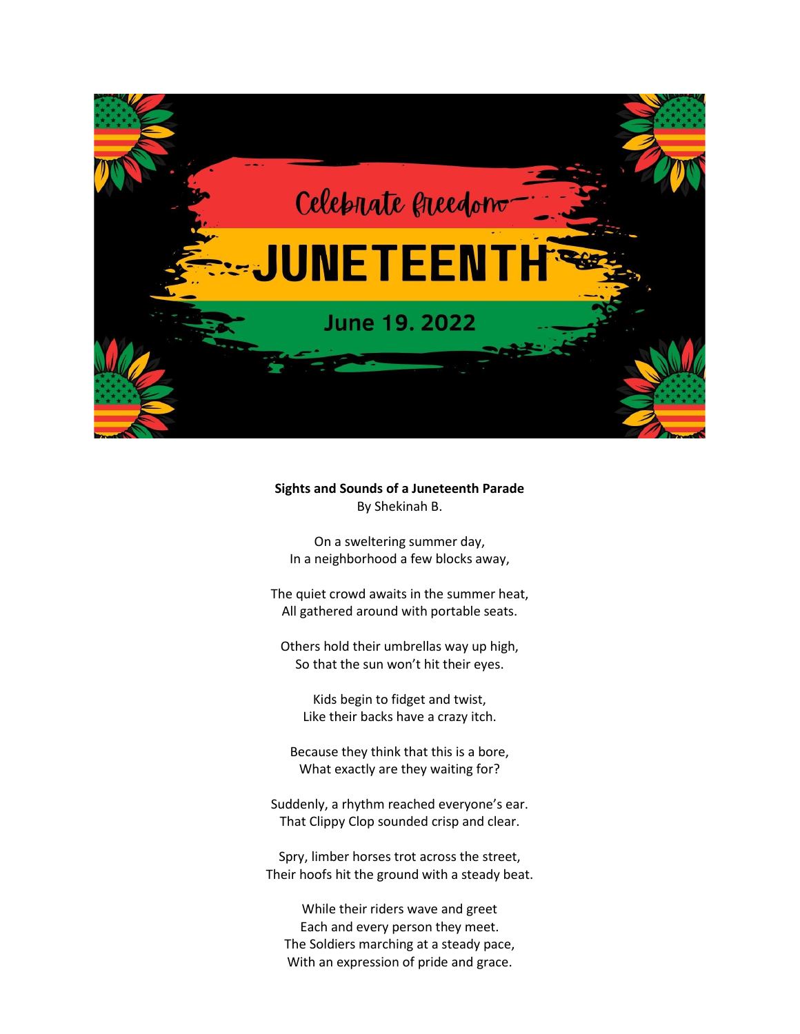Celebrate freedom

# JUNETEENTH

June 19. 2022

**Sights and Sounds of a Juneteenth Parade**
By Shekinah B.

On a sweltering summer day,
In a neighborhood a few blocks away,

The quiet crowd awaits in the summer heat,
All gathered around with portable seats.

Others hold their umbrellas way up high,
So that the sun won't hit their eyes.

Kids begin to fidget and twist,
Like their backs have a crazy itch.

Because they think that this is a bore,
What exactly are they waiting for?

Suddenly, a rhythm reached everyone's ear.
That Clippy Clop sounded crisp and clear.

Spry, limber horses trot across the street,
Their hoofs hit the ground with a steady beat.

While their riders wave and greet
Each and every person they meet.
The Soldiers marching at a steady pace,
With an expression of pride and grace.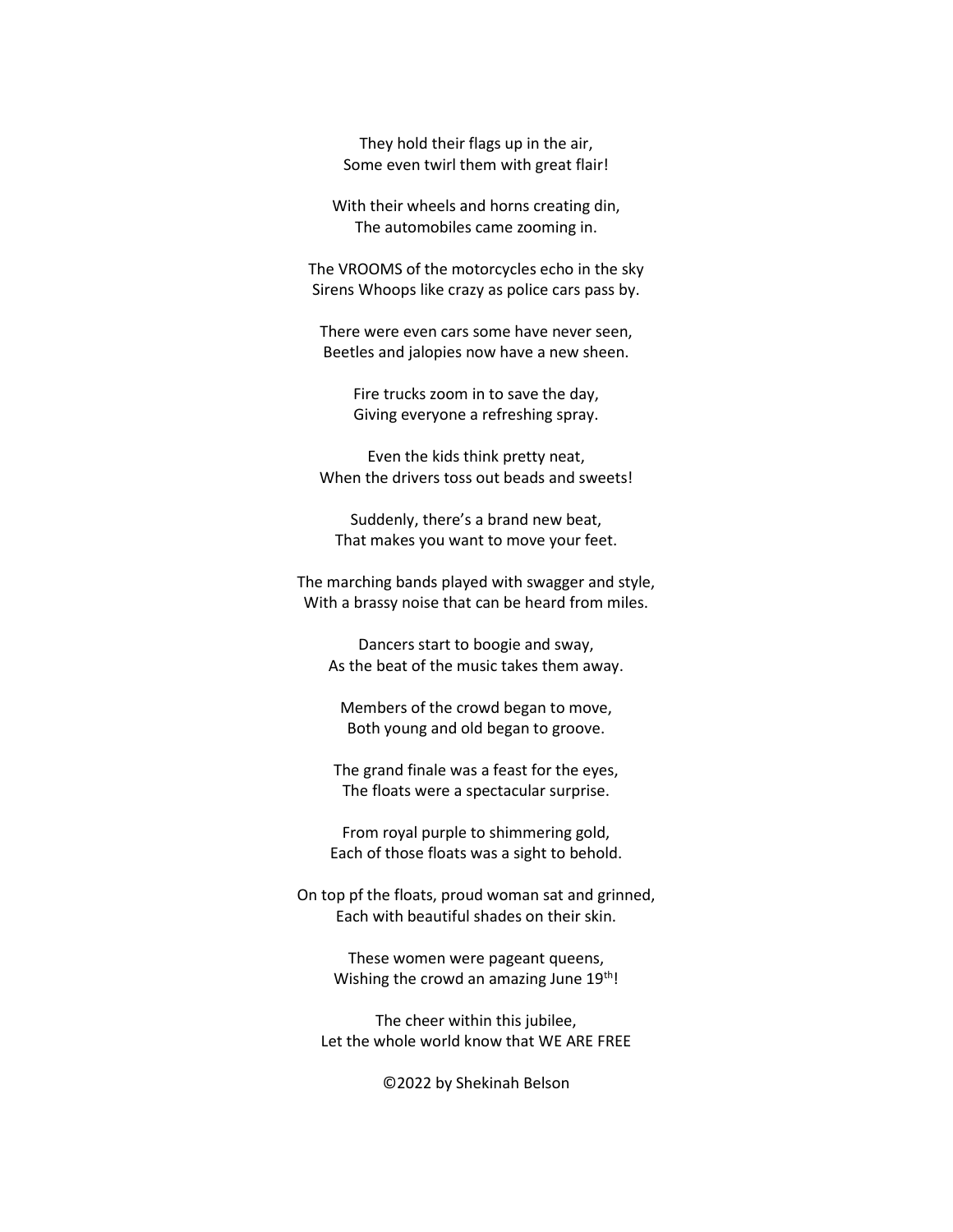They hold their flags up in the air,
Some even twirl them with great flair!

With their wheels and horns creating din,
The automobiles came zooming in.

The VROOMS of the motorcycles echo in the sky
Sirens Whoops like crazy as police cars pass by.

There were even cars some have never seen,
Beetles and jalopies now have a new sheen.

Fire trucks zoom in to save the day,
Giving everyone a refreshing spray.

Even the kids think pretty neat,
When the drivers toss out beads and sweets!

Suddenly, there's a brand new beat,
That makes you want to move your feet.

The marching bands played with swagger and style,
With a brassy noise that can be heard from miles.

Dancers start to boogie and sway,
As the beat of the music takes them away.

Members of the crowd began to move,
Both young and old began to groove.

The grand finale was a feast for the eyes,
The floats were a spectacular surprise.

From royal purple to shimmering gold,
Each of those floats was a sight to behold.

On top pf the floats, proud woman sat and grinned,
Each with beautiful shades on their skin.

These women were pageant queens,
Wishing the crowd an amazing June 19th!

The cheer within this jubilee,
Let the whole world know that WE ARE FREE

©2022 by Shekinah Belson